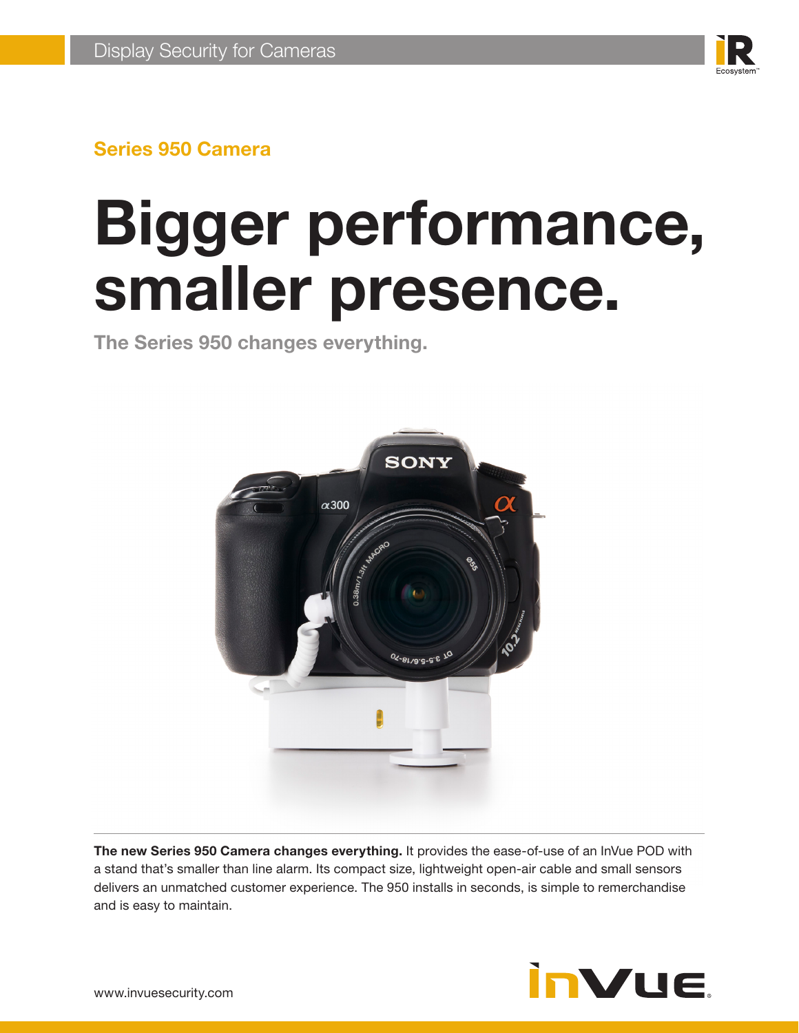Display Security for Cameras

## Series 950 Camera

# Bigger performance, smaller presence.

### The Series 950 changes everything.

**The new Series 950 Camera changes everything.** It provides the ease-of-use of an InVue POD with a stand that's smaller than line alarm. Its compact size, lightweight open-air cable and small sensors delivers an unmatched customer experience. The 950 installs in seconds, is simple to remerchandise and is easy to maintain.

www.invuesecurity.com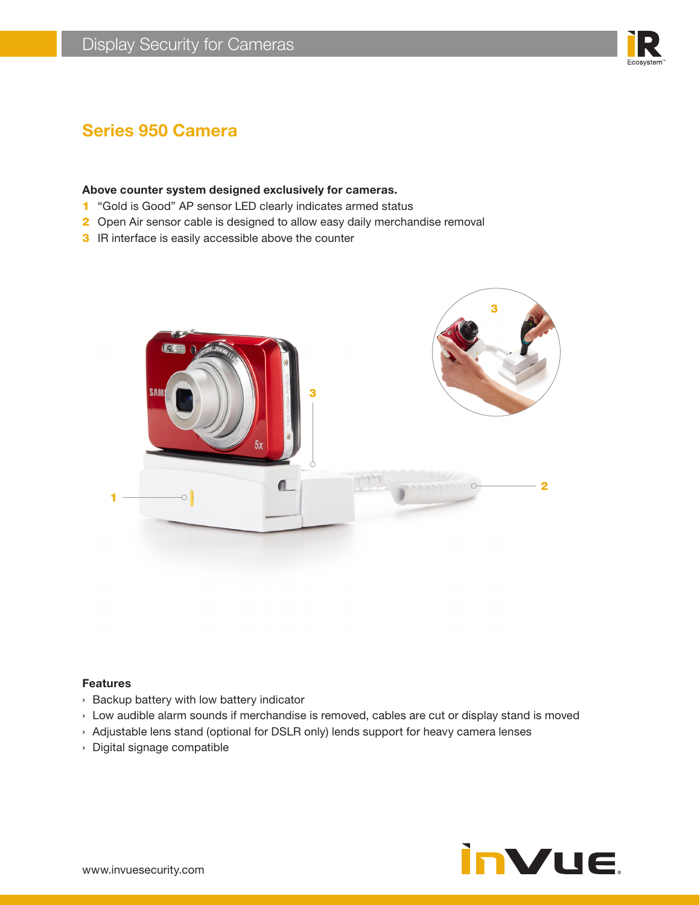# Series 950 Camera

**Above counter system designed exclusively for cameras.**

1. “Gold is Good” AP sensor LED clearly indicates armed status
2. Open Air sensor cable is designed to allow easy daily merchandise removal
3. IR interface is easily accessible above the counter

### Features

- Backup battery with low battery indicator
- Low audible alarm sounds if merchandise is removed, cables are cut or display stand is moved
- Adjustable lens stand (optional for DSLR only) lends support for heavy camera lenses
- Digital signage compatible

www.invuesecurity.com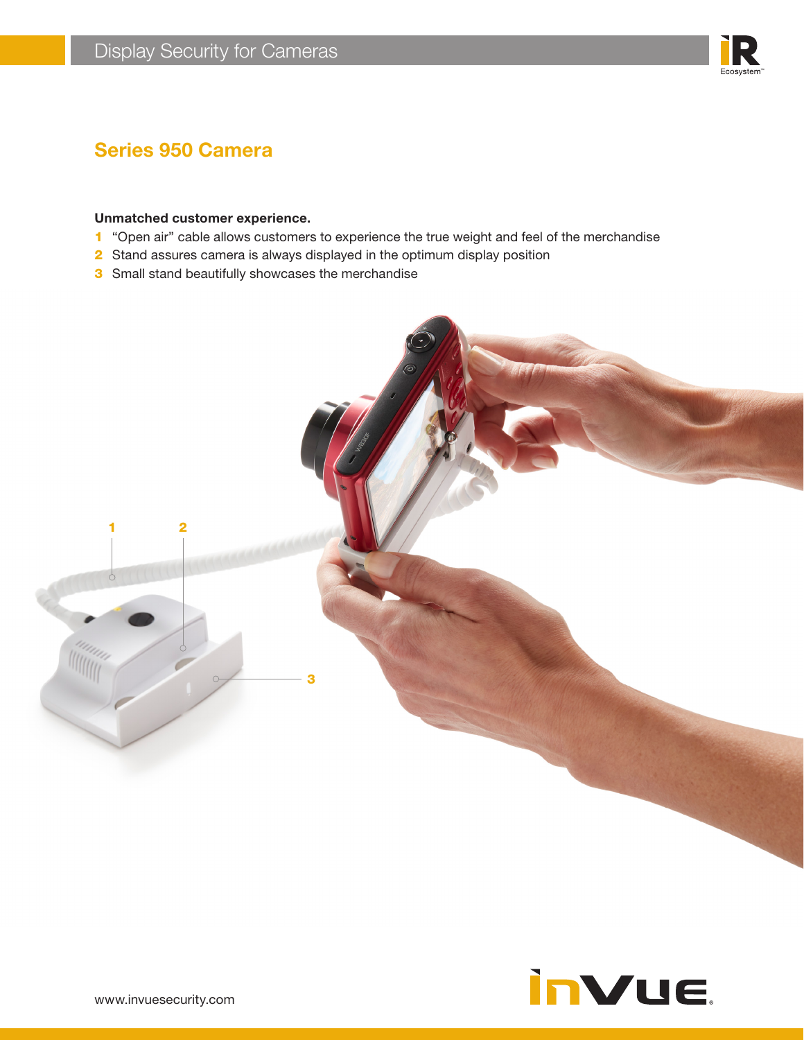# Display Security for Cameras

## Series 950 Camera

**Unmatched customer experience.**

1. "Open air" cable allows customers to experience the true weight and feel of the merchandise
2. Stand assures camera is always displayed in the optimum display position
3. Small stand beautifully showcases the merchandise

www.invuesecurity.com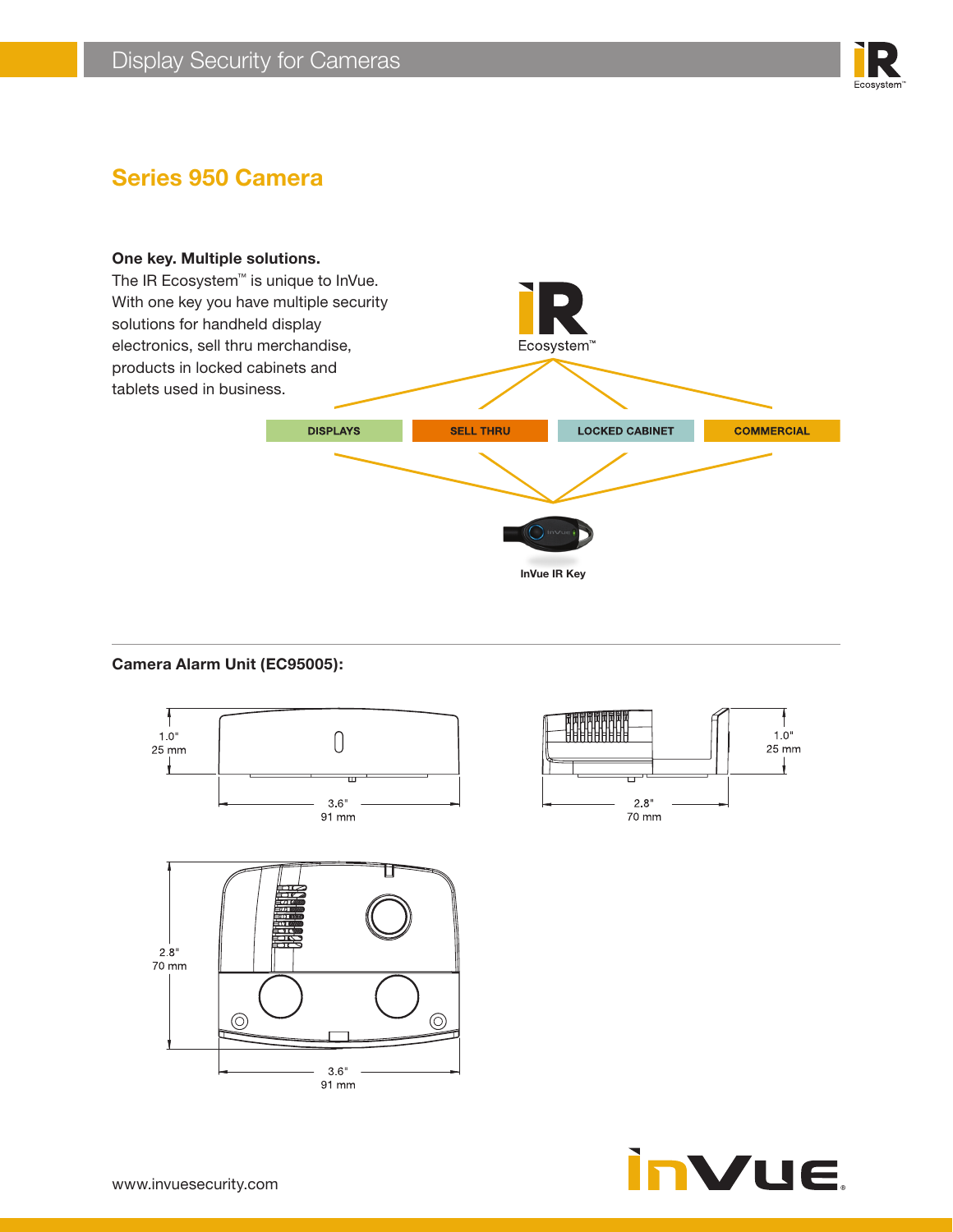# Series 950 Camera

**One key. Multiple solutions.**

The IR Ecosystem™ is unique to InVue. With one key you have multiple security solutions for handheld display electronics, sell thru merchandise, products in locked cabinets and tablets used in business.

iR Ecosystem™

DISPLAYS | SELL THRU | LOCKED CABINET | COMMERCIAL

InVue IR Key

## Camera Alarm Unit (EC95005):

1.0"
25 mm

3.6"
91 mm

1.0"
25 mm

2.8"
70 mm

2.8"
70 mm

3.6"
91 mm

www.invuesecurity.com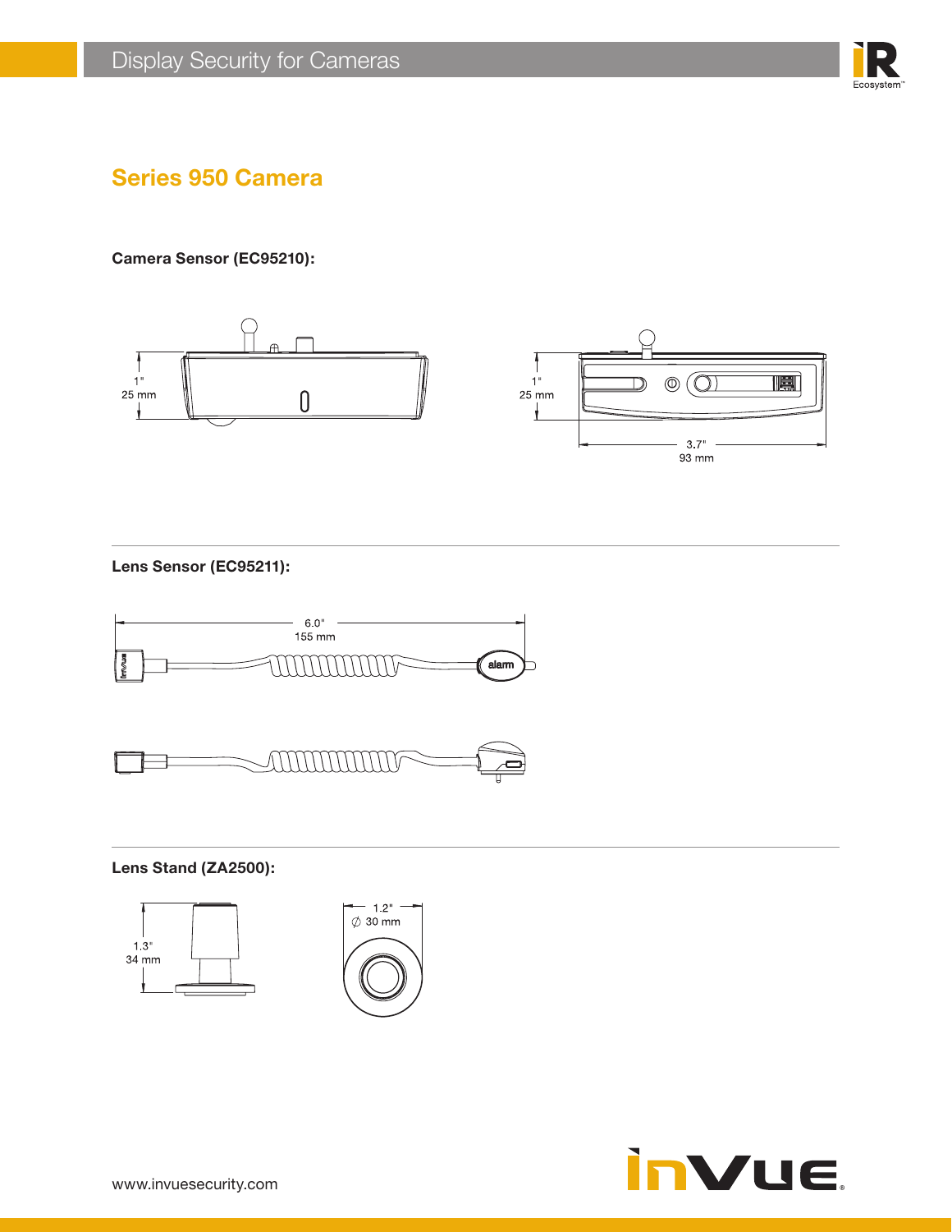# Series 950 Camera

**Camera Sensor (EC95210):**

1"
25 mm

1"
25 mm

3.7"
93 mm

**Lens Sensor (EC95211):**

6.0"
155 mm

alarm

**Lens Stand (ZA2500):**

1.3"
34 mm

1.2"
∅ 30 mm

www.invuesecurity.com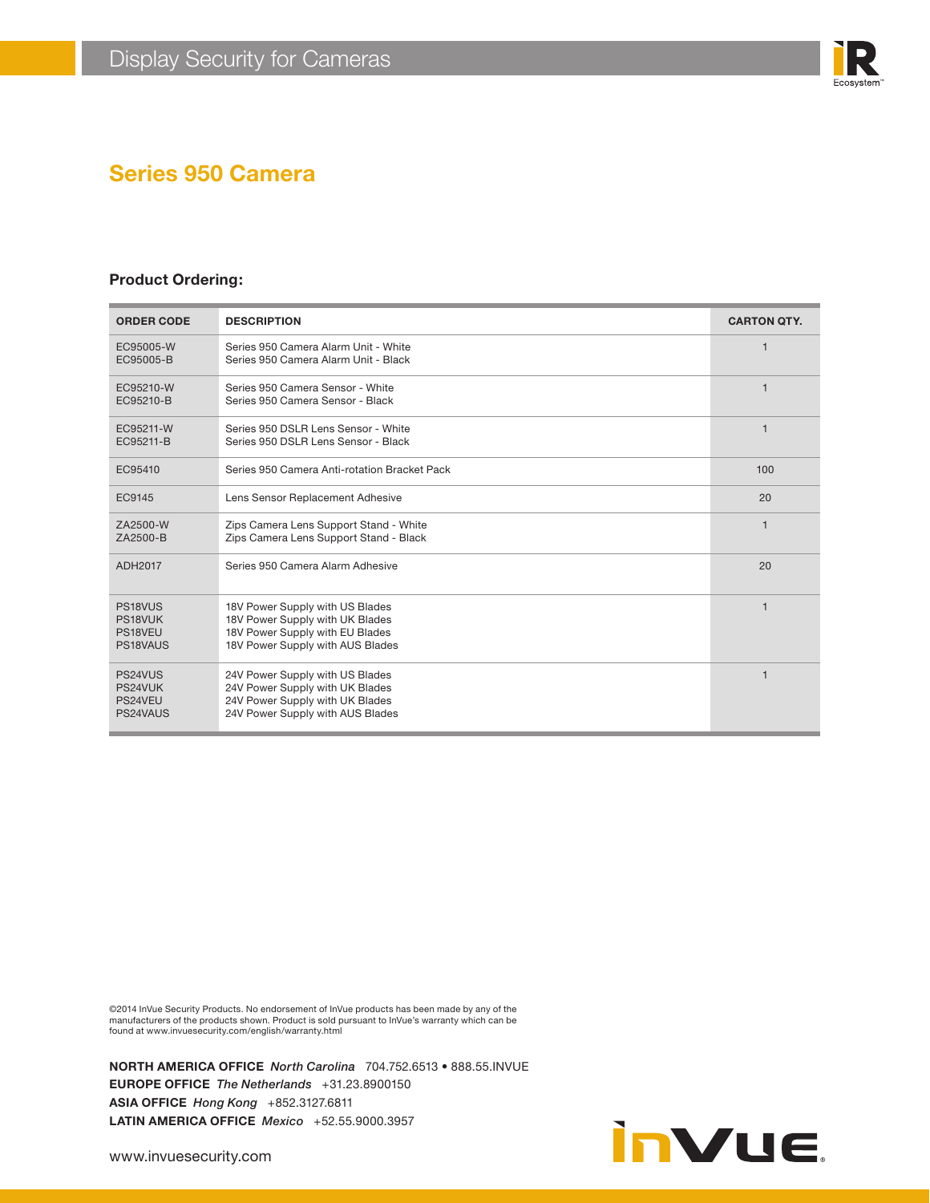# Series 950 Camera

## Product Ordering:

| ORDER CODE | DESCRIPTION | CARTON QTY. |
|---|---|---|
| EC95005-W<br>EC95005-B | Series 950 Camera Alarm Unit - White<br>Series 950 Camera Alarm Unit - Black | 1 |
| EC95210-W<br>EC95210-B | Series 950 Camera Sensor - White<br>Series 950 Camera Sensor - Black | 1 |
| EC95211-W<br>EC95211-B | Series 950 DSLR Lens Sensor - White<br>Series 950 DSLR Lens Sensor - Black | 1 |
| EC95410 | Series 950 Camera Anti-rotation Bracket Pack | 100 |
| EC9145 | Lens Sensor Replacement Adhesive | 20 |
| ZA2500-W<br>ZA2500-B | Zips Camera Lens Support Stand - White<br>Zips Camera Lens Support Stand - Black | 1 |
| ADH2017 | Series 950 Camera Alarm Adhesive | 20 |
| PS18VUS<br>PS18VUK<br>PS18VEU<br>PS18VAUS | 18V Power Supply with US Blades<br>18V Power Supply with UK Blades<br>18V Power Supply with EU Blades<br>18V Power Supply with AUS Blades | 1 |
| PS24VUS<br>PS24VUK<br>PS24VEU<br>PS24VAUS | 24V Power Supply with US Blades<br>24V Power Supply with UK Blades<br>24V Power Supply with UK Blades<br>24V Power Supply with AUS Blades | 1 |

©2014 InVue Security Products. No endorsement of InVue products has been made by any of the manufacturers of the products shown. Product is sold pursuant to InVue's warranty which can be found at www.invuesecurity.com/english/warranty.html

**NORTH AMERICA OFFICE** *North Carolina* 704.752.6513 • 888.55.INVUE
**EUROPE OFFICE** *The Netherlands* +31.23.8900150
**ASIA OFFICE** *Hong Kong* +852.3127.6811
**LATIN AMERICA OFFICE** *Mexico* +52.55.9000.3957

www.invuesecurity.com